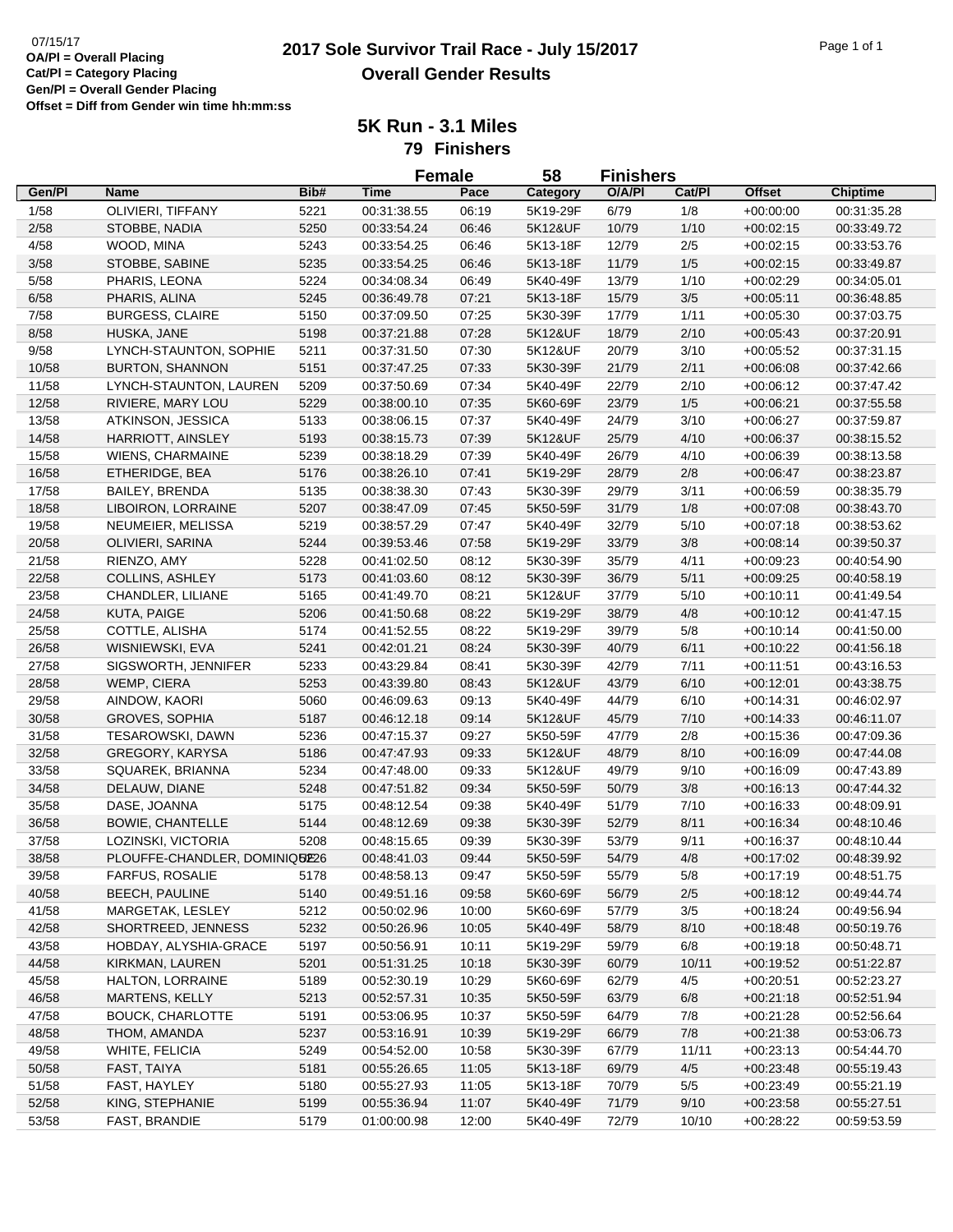07/15/17

**OA/Pl = Overall Placing**
**Cat/Pl = Category Placing**
**Gen/Pl = Overall Gender Placing**
**Offset = Diff from Gender win time hh:mm:ss**

# 2017 Sole Survivor Trail Race - July 15/2017
## Overall Gender Results

### 5K Run - 3.1 Miles
### 79 Finishers

**Female 58 Finishers**

| Gen/Pl | Name | Bib# | Time | Pace | Category | O/A/Pl | Cat/Pl | Offset | Chiptime |
|---|---|---|---|---|---|---|---|---|---|
| 1/58 | OLIVIERI, TIFFANY | 5221 | 00:31:38.55 | 06:19 | 5K19-29F | 6/79 | 1/8 | +00:00:00 | 00:31:35.28 |
| 2/58 | STOBBE, NADIA | 5250 | 00:33:54.24 | 06:46 | 5K12&UF | 10/79 | 1/10 | +00:02:15 | 00:33:49.72 |
| 4/58 | WOOD, MINA | 5243 | 00:33:54.25 | 06:46 | 5K13-18F | 12/79 | 2/5 | +00:02:15 | 00:33:53.76 |
| 3/58 | STOBBE, SABINE | 5235 | 00:33:54.25 | 06:46 | 5K13-18F | 11/79 | 1/5 | +00:02:15 | 00:33:49.87 |
| 5/58 | PHARIS, LEONA | 5224 | 00:34:08.34 | 06:49 | 5K40-49F | 13/79 | 1/10 | +00:02:29 | 00:34:05.01 |
| 6/58 | PHARIS, ALINA | 5245 | 00:36:49.78 | 07:21 | 5K13-18F | 15/79 | 3/5 | +00:05:11 | 00:36:48.85 |
| 7/58 | BURGESS, CLAIRE | 5150 | 00:37:09.50 | 07:25 | 5K30-39F | 17/79 | 1/11 | +00:05:30 | 00:37:03.75 |
| 8/58 | HUSKA, JANE | 5198 | 00:37:21.88 | 07:28 | 5K12&UF | 18/79 | 2/10 | +00:05:43 | 00:37:20.91 |
| 9/58 | LYNCH-STAUNTON, SOPHIE | 5211 | 00:37:31.50 | 07:30 | 5K12&UF | 20/79 | 3/10 | +00:05:52 | 00:37:31.15 |
| 10/58 | BURTON, SHANNON | 5151 | 00:37:47.25 | 07:33 | 5K30-39F | 21/79 | 2/11 | +00:06:08 | 00:37:42.66 |
| 11/58 | LYNCH-STAUNTON, LAUREN | 5209 | 00:37:50.69 | 07:34 | 5K40-49F | 22/79 | 2/10 | +00:06:12 | 00:37:47.42 |
| 12/58 | RIVIERE, MARY LOU | 5229 | 00:38:00.10 | 07:35 | 5K60-69F | 23/79 | 1/5 | +00:06:21 | 00:37:55.58 |
| 13/58 | ATKINSON, JESSICA | 5133 | 00:38:06.15 | 07:37 | 5K40-49F | 24/79 | 3/10 | +00:06:27 | 00:37:59.87 |
| 14/58 | HARRIOTT, AINSLEY | 5193 | 00:38:15.73 | 07:39 | 5K12&UF | 25/79 | 4/10 | +00:06:37 | 00:38:15.52 |
| 15/58 | WIENS, CHARMAINE | 5239 | 00:38:18.29 | 07:39 | 5K40-49F | 26/79 | 4/10 | +00:06:39 | 00:38:13.58 |
| 16/58 | ETHERIDGE, BEA | 5176 | 00:38:26.10 | 07:41 | 5K19-29F | 28/79 | 2/8 | +00:06:47 | 00:38:23.87 |
| 17/58 | BAILEY, BRENDA | 5135 | 00:38:38.30 | 07:43 | 5K30-39F | 29/79 | 3/11 | +00:06:59 | 00:38:35.79 |
| 18/58 | LIBOIRON, LORRAINE | 5207 | 00:38:47.09 | 07:45 | 5K50-59F | 31/79 | 1/8 | +00:07:08 | 00:38:43.70 |
| 19/58 | NEUMEIER, MELISSA | 5219 | 00:38:57.29 | 07:47 | 5K40-49F | 32/79 | 5/10 | +00:07:18 | 00:38:53.62 |
| 20/58 | OLIVIERI, SARINA | 5244 | 00:39:53.46 | 07:58 | 5K19-29F | 33/79 | 3/8 | +00:08:14 | 00:39:50.37 |
| 21/58 | RIENZO, AMY | 5228 | 00:41:02.50 | 08:12 | 5K30-39F | 35/79 | 4/11 | +00:09:23 | 00:40:54.90 |
| 22/58 | COLLINS, ASHLEY | 5173 | 00:41:03.60 | 08:12 | 5K30-39F | 36/79 | 5/11 | +00:09:25 | 00:40:58.19 |
| 23/58 | CHANDLER, LILIANE | 5165 | 00:41:49.70 | 08:21 | 5K12&UF | 37/79 | 5/10 | +00:10:11 | 00:41:49.54 |
| 24/58 | KUTA, PAIGE | 5206 | 00:41:50.68 | 08:22 | 5K19-29F | 38/79 | 4/8 | +00:10:12 | 00:41:47.15 |
| 25/58 | COTTLE, ALISHA | 5174 | 00:41:52.55 | 08:22 | 5K19-29F | 39/79 | 5/8 | +00:10:14 | 00:41:50.00 |
| 26/58 | WISNIEWSKI, EVA | 5241 | 00:42:01.21 | 08:24 | 5K30-39F | 40/79 | 6/11 | +00:10:22 | 00:41:56.18 |
| 27/58 | SIGSWORTH, JENNIFER | 5233 | 00:43:29.84 | 08:41 | 5K30-39F | 42/79 | 7/11 | +00:11:51 | 00:43:16.53 |
| 28/58 | WEMP, CIERA | 5253 | 00:43:39.80 | 08:43 | 5K12&UF | 43/79 | 6/10 | +00:12:01 | 00:43:38.75 |
| 29/58 | AINDOW, KAORI | 5060 | 00:46:09.63 | 09:13 | 5K40-49F | 44/79 | 6/10 | +00:14:31 | 00:46:02.97 |
| 30/58 | GROVES, SOPHIA | 5187 | 00:46:12.18 | 09:14 | 5K12&UF | 45/79 | 7/10 | +00:14:33 | 00:46:11.07 |
| 31/58 | TESAROWSKI, DAWN | 5236 | 00:47:15.37 | 09:27 | 5K50-59F | 47/79 | 2/8 | +00:15:36 | 00:47:09.36 |
| 32/58 | GREGORY, KARYSA | 5186 | 00:47:47.93 | 09:33 | 5K12&UF | 48/79 | 8/10 | +00:16:09 | 00:47:44.08 |
| 33/58 | SQUAREK, BRIANNA | 5234 | 00:47:48.00 | 09:33 | 5K12&UF | 49/79 | 9/10 | +00:16:09 | 00:47:43.89 |
| 34/58 | DELAUW, DIANE | 5248 | 00:47:51.82 | 09:34 | 5K50-59F | 50/79 | 3/8 | +00:16:13 | 00:47:44.32 |
| 35/58 | DASE, JOANNA | 5175 | 00:48:12.54 | 09:38 | 5K40-49F | 51/79 | 7/10 | +00:16:33 | 00:48:09.91 |
| 36/58 | BOWIE, CHANTELLE | 5144 | 00:48:12.69 | 09:38 | 5K30-39F | 52/79 | 8/11 | +00:16:34 | 00:48:10.46 |
| 37/58 | LOZINSKI, VICTORIA | 5208 | 00:48:15.65 | 09:39 | 5K30-39F | 53/79 | 9/11 | +00:16:37 | 00:48:10.44 |
| 38/58 | PLOUFFE-CHANDLER, DOMINIQUE | 5226 | 00:48:41.03 | 09:44 | 5K50-59F | 54/79 | 4/8 | +00:17:02 | 00:48:39.92 |
| 39/58 | FARFUS, ROSALIE | 5178 | 00:48:58.13 | 09:47 | 5K50-59F | 55/79 | 5/8 | +00:17:19 | 00:48:51.75 |
| 40/58 | BEECH, PAULINE | 5140 | 00:49:51.16 | 09:58 | 5K60-69F | 56/79 | 2/5 | +00:18:12 | 00:49:44.74 |
| 41/58 | MARGETAK, LESLEY | 5212 | 00:50:02.96 | 10:00 | 5K60-69F | 57/79 | 3/5 | +00:18:24 | 00:49:56.94 |
| 42/58 | SHORTREED, JENNESS | 5232 | 00:50:26.96 | 10:05 | 5K40-49F | 58/79 | 8/10 | +00:18:48 | 00:50:19.76 |
| 43/58 | HOBDAY, ALYSHIA-GRACE | 5197 | 00:50:56.91 | 10:11 | 5K19-29F | 59/79 | 6/8 | +00:19:18 | 00:50:48.71 |
| 44/58 | KIRKMAN, LAUREN | 5201 | 00:51:31.25 | 10:18 | 5K30-39F | 60/79 | 10/11 | +00:19:52 | 00:51:22.87 |
| 45/58 | HALTON, LORRAINE | 5189 | 00:52:30.19 | 10:29 | 5K60-69F | 62/79 | 4/5 | +00:20:51 | 00:52:23.27 |
| 46/58 | MARTENS, KELLY | 5213 | 00:52:57.31 | 10:35 | 5K50-59F | 63/79 | 6/8 | +00:21:18 | 00:52:51.94 |
| 47/58 | BOUCK, CHARLOTTE | 5191 | 00:53:06.95 | 10:37 | 5K50-59F | 64/79 | 7/8 | +00:21:28 | 00:52:56.64 |
| 48/58 | THOM, AMANDA | 5237 | 00:53:16.91 | 10:39 | 5K19-29F | 66/79 | 7/8 | +00:21:38 | 00:53:06.73 |
| 49/58 | WHITE, FELICIA | 5249 | 00:54:52.00 | 10:58 | 5K30-39F | 67/79 | 11/11 | +00:23:13 | 00:54:44.70 |
| 50/58 | FAST, TAIYA | 5181 | 00:55:26.65 | 11:05 | 5K13-18F | 69/79 | 4/5 | +00:23:48 | 00:55:19.43 |
| 51/58 | FAST, HAYLEY | 5180 | 00:55:27.93 | 11:05 | 5K13-18F | 70/79 | 5/5 | +00:23:49 | 00:55:21.19 |
| 52/58 | KING, STEPHANIE | 5199 | 00:55:36.94 | 11:07 | 5K40-49F | 71/79 | 9/10 | +00:23:58 | 00:55:27.51 |
| 53/58 | FAST, BRANDIE | 5179 | 01:00:00.98 | 12:00 | 5K40-49F | 72/79 | 10/10 | +00:28:22 | 00:59:53.59 |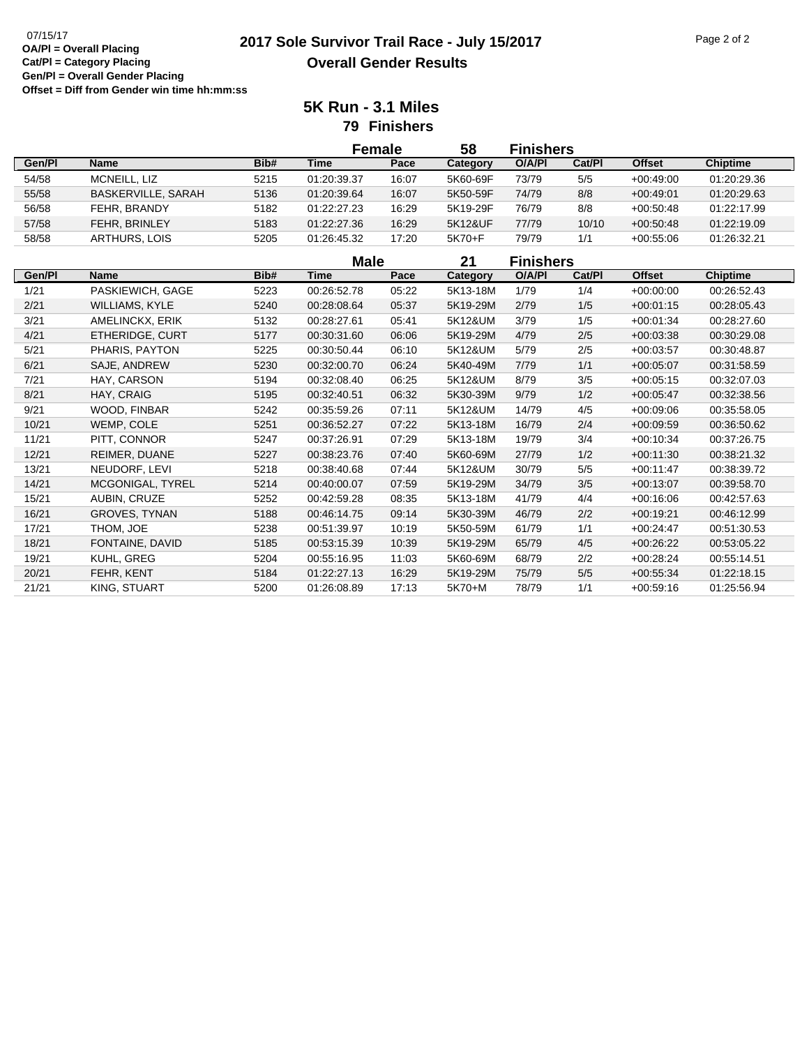07/15/17

**OA/Pl = Overall Placing**
**Cat/Pl = Category Placing**
**Gen/Pl = Overall Gender Placing**
**Offset = Diff from Gender win time hh:mm:ss**

# 2017 Sole Survivor Trail Race - July 15/2017

## Overall Gender Results

### 5K Run - 3.1 Miles

**79 Finishers**

**Female 58 Finishers**

| Gen/Pl | Name | Bib# | Time | Pace | Category | O/A/Pl | Cat/Pl | Offset | Chiptime |
|---|---|---|---|---|---|---|---|---|---|
| 54/58 | MCNEILL, LIZ | 5215 | 01:20:39.37 | 16:07 | 5K60-69F | 73/79 | 5/5 | +00:49:00 | 01:20:29.36 |
| 55/58 | BASKERVILLE, SARAH | 5136 | 01:20:39.64 | 16:07 | 5K50-59F | 74/79 | 8/8 | +00:49:01 | 01:20:29.63 |
| 56/58 | FEHR, BRANDY | 5182 | 01:22:27.23 | 16:29 | 5K19-29F | 76/79 | 8/8 | +00:50:48 | 01:22:17.99 |
| 57/58 | FEHR, BRINLEY | 5183 | 01:22:27.36 | 16:29 | 5K12&UF | 77/79 | 10/10 | +00:50:48 | 01:22:19.09 |
| 58/58 | ARTHURS, LOIS | 5205 | 01:26:45.32 | 17:20 | 5K70+F | 79/79 | 1/1 | +00:55:06 | 01:26:32.21 |

**Male 21 Finishers**

| Gen/Pl | Name | Bib# | Time | Pace | Category | O/A/Pl | Cat/Pl | Offset | Chiptime |
|---|---|---|---|---|---|---|---|---|---|
| 1/21 | PASKIEWICH, GAGE | 5223 | 00:26:52.78 | 05:22 | 5K13-18M | 1/79 | 1/4 | +00:00:00 | 00:26:52.43 |
| 2/21 | WILLIAMS, KYLE | 5240 | 00:28:08.64 | 05:37 | 5K19-29M | 2/79 | 1/5 | +00:01:15 | 00:28:05.43 |
| 3/21 | AMELINCKX, ERIK | 5132 | 00:28:27.61 | 05:41 | 5K12&UM | 3/79 | 1/5 | +00:01:34 | 00:28:27.60 |
| 4/21 | ETHERIDGE, CURT | 5177 | 00:30:31.60 | 06:06 | 5K19-29M | 4/79 | 2/5 | +00:03:38 | 00:30:29.08 |
| 5/21 | PHARIS, PAYTON | 5225 | 00:30:50.44 | 06:10 | 5K12&UM | 5/79 | 2/5 | +00:03:57 | 00:30:48.87 |
| 6/21 | SAJE, ANDREW | 5230 | 00:32:00.70 | 06:24 | 5K40-49M | 7/79 | 1/1 | +00:05:07 | 00:31:58.59 |
| 7/21 | HAY, CARSON | 5194 | 00:32:08.40 | 06:25 | 5K12&UM | 8/79 | 3/5 | +00:05:15 | 00:32:07.03 |
| 8/21 | HAY, CRAIG | 5195 | 00:32:40.51 | 06:32 | 5K30-39M | 9/79 | 1/2 | +00:05:47 | 00:32:38.56 |
| 9/21 | WOOD, FINBAR | 5242 | 00:35:59.26 | 07:11 | 5K12&UM | 14/79 | 4/5 | +00:09:06 | 00:35:58.05 |
| 10/21 | WEMP, COLE | 5251 | 00:36:52.27 | 07:22 | 5K13-18M | 16/79 | 2/4 | +00:09:59 | 00:36:50.62 |
| 11/21 | PITT, CONNOR | 5247 | 00:37:26.91 | 07:29 | 5K13-18M | 19/79 | 3/4 | +00:10:34 | 00:37:26.75 |
| 12/21 | REIMER, DUANE | 5227 | 00:38:23.76 | 07:40 | 5K60-69M | 27/79 | 1/2 | +00:11:30 | 00:38:21.32 |
| 13/21 | NEUDORF, LEVI | 5218 | 00:38:40.68 | 07:44 | 5K12&UM | 30/79 | 5/5 | +00:11:47 | 00:38:39.72 |
| 14/21 | MCGONIGAL, TYREL | 5214 | 00:40:00.07 | 07:59 | 5K19-29M | 34/79 | 3/5 | +00:13:07 | 00:39:58.70 |
| 15/21 | AUBIN, CRUZE | 5252 | 00:42:59.28 | 08:35 | 5K13-18M | 41/79 | 4/4 | +00:16:06 | 00:42:57.63 |
| 16/21 | GROVES, TYNAN | 5188 | 00:46:14.75 | 09:14 | 5K30-39M | 46/79 | 2/2 | +00:19:21 | 00:46:12.99 |
| 17/21 | THOM, JOE | 5238 | 00:51:39.97 | 10:19 | 5K50-59M | 61/79 | 1/1 | +00:24:47 | 00:51:30.53 |
| 18/21 | FONTAINE, DAVID | 5185 | 00:53:15.39 | 10:39 | 5K19-29M | 65/79 | 4/5 | +00:26:22 | 00:53:05.22 |
| 19/21 | KUHL, GREG | 5204 | 00:55:16.95 | 11:03 | 5K60-69M | 68/79 | 2/2 | +00:28:24 | 00:55:14.51 |
| 20/21 | FEHR, KENT | 5184 | 01:22:27.13 | 16:29 | 5K19-29M | 75/79 | 5/5 | +00:55:34 | 01:22:18.15 |
| 21/21 | KING, STUART | 5200 | 01:26:08.89 | 17:13 | 5K70+M | 78/79 | 1/1 | +00:59:16 | 01:25:56.94 |